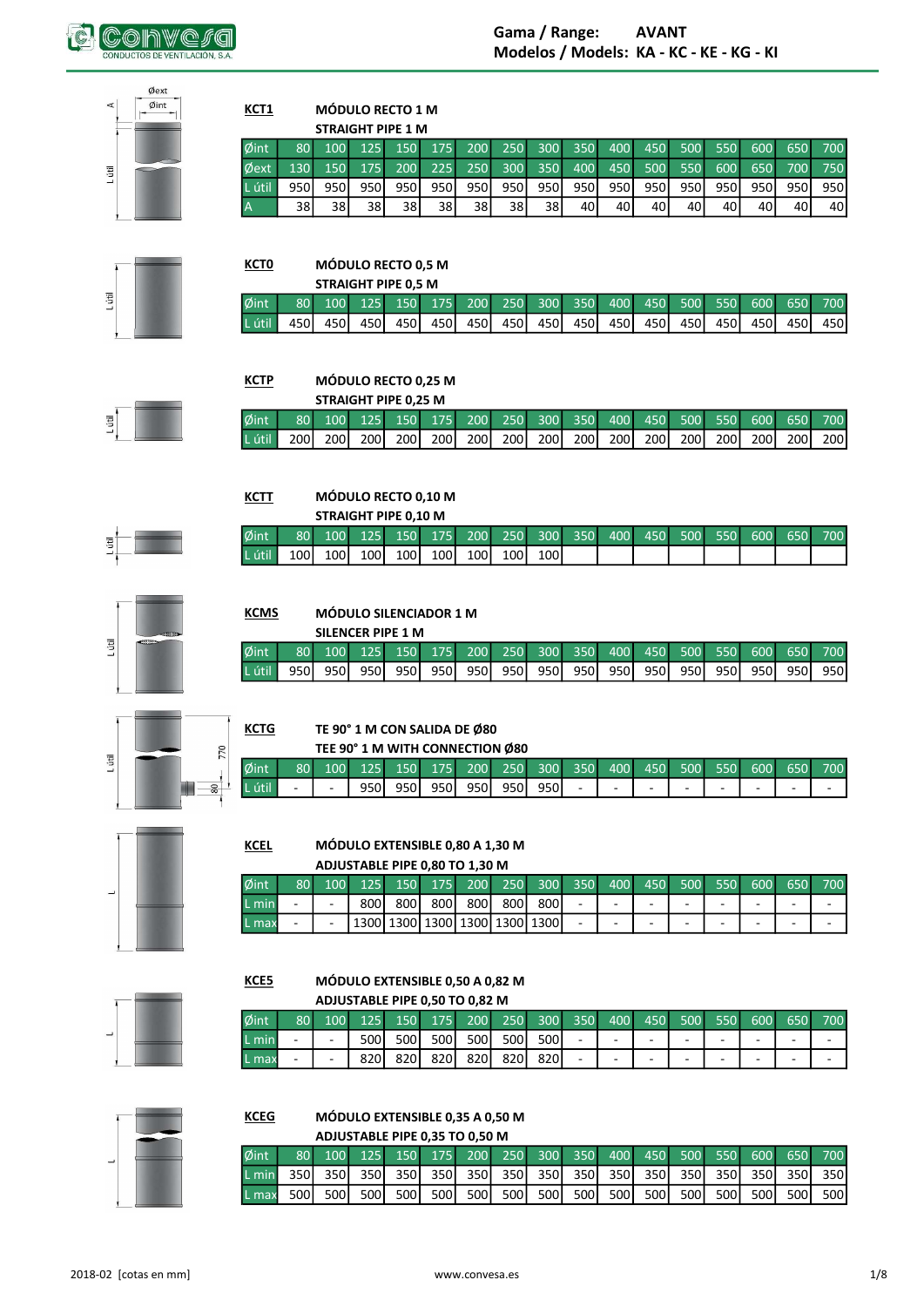**Gama / Range: AVANT**
**Modelos / Models: KA - KC - KE - KG - KI**

### KCT1 — MÓDULO RECTO 1 M
**STRAIGHT PIPE 1 M**

| Øint | 80 | 100 | 125 | 150 | 175 | 200 | 250 | 300 | 350 | 400 | 450 | 500 | 550 | 600 | 650 | 700 |
|---|---|---|---|---|---|---|---|---|---|---|---|---|---|---|---|---|
| Øext | 130 | 150 | 175 | 200 | 225 | 250 | 300 | 350 | 400 | 450 | 500 | 550 | 600 | 650 | 700 | 750 |
| L útil | 950 | 950 | 950 | 950 | 950 | 950 | 950 | 950 | 950 | 950 | 950 | 950 | 950 | 950 | 950 | 950 |
| A | 38 | 38 | 38 | 38 | 38 | 38 | 38 | 38 | 40 | 40 | 40 | 40 | 40 | 40 | 40 | 40 |

### KCT0 — MÓDULO RECTO 0,5 M
**STRAIGHT PIPE 0,5 M**

| Øint | 80 | 100 | 125 | 150 | 175 | 200 | 250 | 300 | 350 | 400 | 450 | 500 | 550 | 600 | 650 | 700 |
|---|---|---|---|---|---|---|---|---|---|---|---|---|---|---|---|---|
| L útil | 450 | 450 | 450 | 450 | 450 | 450 | 450 | 450 | 450 | 450 | 450 | 450 | 450 | 450 | 450 | 450 |

### KCTP — MÓDULO RECTO 0,25 M
**STRAIGHT PIPE 0,25 M**

| Øint | 80 | 100 | 125 | 150 | 175 | 200 | 250 | 300 | 350 | 400 | 450 | 500 | 550 | 600 | 650 | 700 |
|---|---|---|---|---|---|---|---|---|---|---|---|---|---|---|---|---|
| L útil | 200 | 200 | 200 | 200 | 200 | 200 | 200 | 200 | 200 | 200 | 200 | 200 | 200 | 200 | 200 | 200 |

### KCTT — MÓDULO RECTO 0,10 M
**STRAIGHT PIPE 0,10 M**

| Øint | 80 | 100 | 125 | 150 | 175 | 200 | 250 | 300 | 350 | 400 | 450 | 500 | 550 | 600 | 650 | 700 |
|---|---|---|---|---|---|---|---|---|---|---|---|---|---|---|---|---|
| L útil | 100 | 100 | 100 | 100 | 100 | 100 | 100 | 100 | | | | | | | | |

### KCMS — MÓDULO SILENCIADOR 1 M
**SILENCER PIPE 1 M**

| Øint | 80 | 100 | 125 | 150 | 175 | 200 | 250 | 300 | 350 | 400 | 450 | 500 | 550 | 600 | 650 | 700 |
|---|---|---|---|---|---|---|---|---|---|---|---|---|---|---|---|---|
| L útil | 950 | 950 | 950 | 950 | 950 | 950 | 950 | 950 | 950 | 950 | 950 | 950 | 950 | 950 | 950 | 950 |

### KCTG — TE 90° 1 M CON SALIDA DE Ø80
**TEE 90° 1 M WITH CONNECTION Ø80**

| Øint | 80 | 100 | 125 | 150 | 175 | 200 | 250 | 300 | 350 | 400 | 450 | 500 | 550 | 600 | 650 | 700 |
|---|---|---|---|---|---|---|---|---|---|---|---|---|---|---|---|---|
| L útil | - | - | 950 | 950 | 950 | 950 | 950 | 950 | - | - | - | - | - | - | - | - |

### KCEL — MÓDULO EXTENSIBLE 0,80 A 1,30 M
**ADJUSTABLE PIPE 0,80 TO 1,30 M**

| Øint | 80 | 100 | 125 | 150 | 175 | 200 | 250 | 300 | 350 | 400 | 450 | 500 | 550 | 600 | 650 | 700 |
|---|---|---|---|---|---|---|---|---|---|---|---|---|---|---|---|---|
| L min | - | - | 800 | 800 | 800 | 800 | 800 | 800 | - | - | - | - | - | - | - | - |
| L max | - | - | 1300 | 1300 | 1300 | 1300 | 1300 | 1300 | - | - | - | - | - | - | - | - |

### KCE5 — MÓDULO EXTENSIBLE 0,50 A 0,82 M
**ADJUSTABLE PIPE 0,50 TO 0,82 M**

| Øint | 80 | 100 | 125 | 150 | 175 | 200 | 250 | 300 | 350 | 400 | 450 | 500 | 550 | 600 | 650 | 700 |
|---|---|---|---|---|---|---|---|---|---|---|---|---|---|---|---|---|
| L min | - | - | 500 | 500 | 500 | 500 | 500 | 500 | - | - | - | - | - | - | - | - |
| L max | - | - | 820 | 820 | 820 | 820 | 820 | 820 | - | - | - | - | - | - | - | - |

### KCEG — MÓDULO EXTENSIBLE 0,35 A 0,50 M
**ADJUSTABLE PIPE 0,35 TO 0,50 M**

| Øint | 80 | 100 | 125 | 150 | 175 | 200 | 250 | 300 | 350 | 400 | 450 | 500 | 550 | 600 | 650 | 700 |
|---|---|---|---|---|---|---|---|---|---|---|---|---|---|---|---|---|
| L min | 350 | 350 | 350 | 350 | 350 | 350 | 350 | 350 | 350 | 350 | 350 | 350 | 350 | 350 | 350 | 350 |
| L max | 500 | 500 | 500 | 500 | 500 | 500 | 500 | 500 | 500 | 500 | 500 | 500 | 500 | 500 | 500 | 500 |

2018-02 [cotas en mm]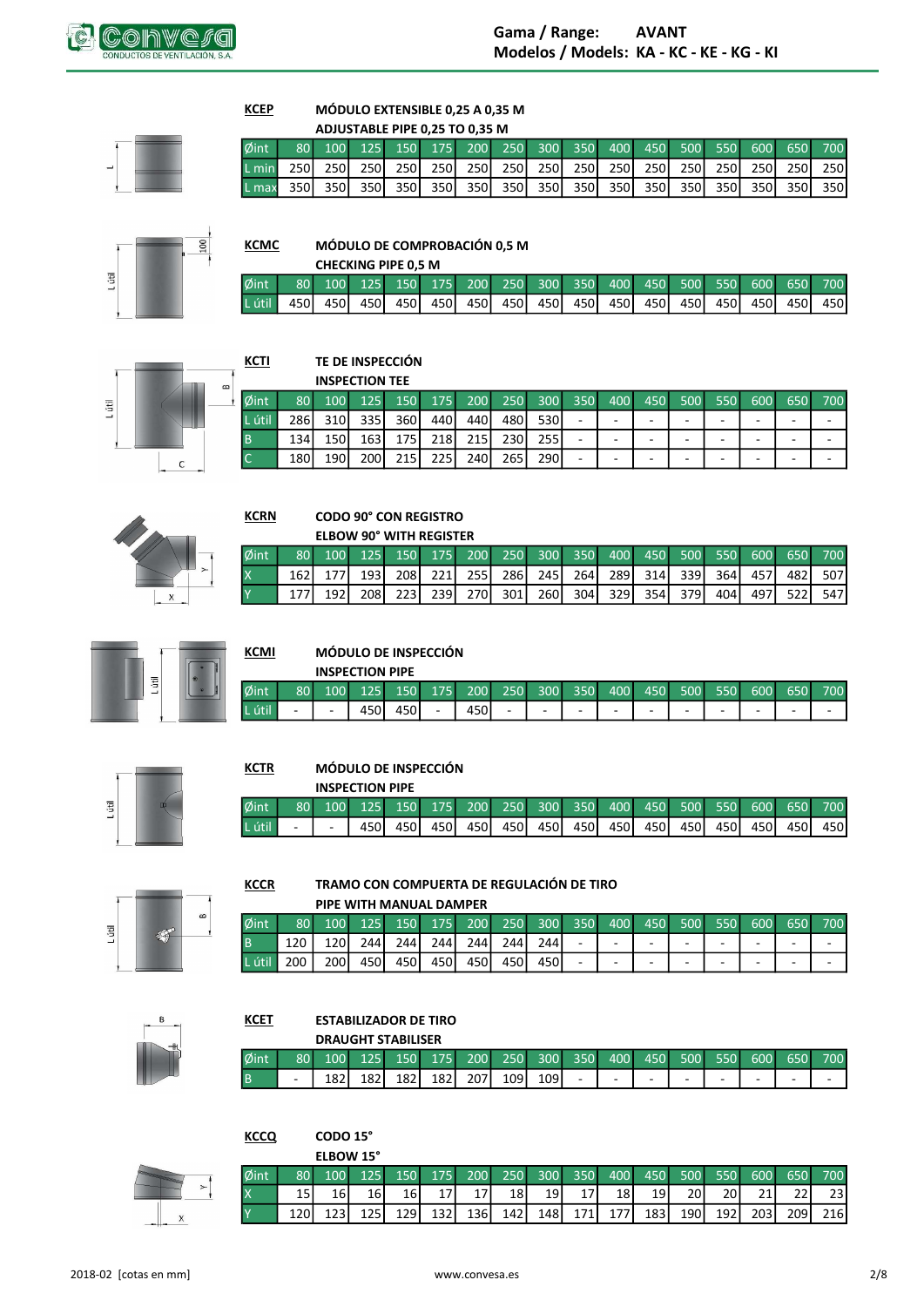## KCEP — MÓDULO EXTENSIBLE 0,25 A 0,35 M
### ADJUSTABLE PIPE 0,25 TO 0,35 M

| Øint | 80 | 100 | 125 | 150 | 175 | 200 | 250 | 300 | 350 | 400 | 450 | 500 | 550 | 600 | 650 | 700 |
|---|---|---|---|---|---|---|---|---|---|---|---|---|---|---|---|---|
| L min | 250 | 250 | 250 | 250 | 250 | 250 | 250 | 250 | 250 | 250 | 250 | 250 | 250 | 250 | 250 | 250 |
| L max | 350 | 350 | 350 | 350 | 350 | 350 | 350 | 350 | 350 | 350 | 350 | 350 | 350 | 350 | 350 | 350 |

## KCMC — MÓDULO DE COMPROBACIÓN 0,5 M
### CHECKING PIPE 0,5 M

| Øint | 80 | 100 | 125 | 150 | 175 | 200 | 250 | 300 | 350 | 400 | 450 | 500 | 550 | 600 | 650 | 700 |
|---|---|---|---|---|---|---|---|---|---|---|---|---|---|---|---|---|
| L útil | 450 | 450 | 450 | 450 | 450 | 450 | 450 | 450 | 450 | 450 | 450 | 450 | 450 | 450 | 450 | 450 |

## KCTI — TE DE INSPECCIÓN
### INSPECTION TEE

| Øint | 80 | 100 | 125 | 150 | 175 | 200 | 250 | 300 | 350 | 400 | 450 | 500 | 550 | 600 | 650 | 700 |
|---|---|---|---|---|---|---|---|---|---|---|---|---|---|---|---|---|
| L útil | 286 | 310 | 335 | 360 | 440 | 440 | 480 | 530 | - | - | - | - | - | - | - | - |
| B | 134 | 150 | 163 | 175 | 218 | 215 | 230 | 255 | - | - | - | - | - | - | - | - |
| C | 180 | 190 | 200 | 215 | 225 | 240 | 265 | 290 | - | - | - | - | - | - | - | - |

## KCRN — CODO 90° CON REGISTRO
### ELBOW 90° WITH REGISTER

| Øint | 80 | 100 | 125 | 150 | 175 | 200 | 250 | 300 | 350 | 400 | 450 | 500 | 550 | 600 | 650 | 700 |
|---|---|---|---|---|---|---|---|---|---|---|---|---|---|---|---|---|
| X | 162 | 177 | 193 | 208 | 221 | 255 | 286 | 245 | 264 | 289 | 314 | 339 | 364 | 457 | 482 | 507 |
| Y | 177 | 192 | 208 | 223 | 239 | 270 | 301 | 260 | 304 | 329 | 354 | 379 | 404 | 497 | 522 | 547 |

## KCMI — MÓDULO DE INSPECCIÓN
### INSPECTION PIPE

| Øint | 80 | 100 | 125 | 150 | 175 | 200 | 250 | 300 | 350 | 400 | 450 | 500 | 550 | 600 | 650 | 700 |
|---|---|---|---|---|---|---|---|---|---|---|---|---|---|---|---|---|
| L útil | - | - | 450 | 450 | - | 450 | - | - | - | - | - | - | - | - | - | - |

## KCTR — MÓDULO DE INSPECCIÓN
### INSPECTION PIPE

| Øint | 80 | 100 | 125 | 150 | 175 | 200 | 250 | 300 | 350 | 400 | 450 | 500 | 550 | 600 | 650 | 700 |
|---|---|---|---|---|---|---|---|---|---|---|---|---|---|---|---|---|
| L útil | - | - | 450 | 450 | 450 | 450 | 450 | 450 | 450 | 450 | 450 | 450 | 450 | 450 | 450 | 450 |

## KCCR — TRAMO CON COMPUERTA DE REGULACIÓN DE TIRO
### PIPE WITH MANUAL DAMPER

| Øint | 80 | 100 | 125 | 150 | 175 | 200 | 250 | 300 | 350 | 400 | 450 | 500 | 550 | 600 | 650 | 700 |
|---|---|---|---|---|---|---|---|---|---|---|---|---|---|---|---|---|
| B | 120 | 120 | 244 | 244 | 244 | 244 | 244 | 244 | - | - | - | - | - | - | - | - |
| L útil | 200 | 200 | 450 | 450 | 450 | 450 | 450 | 450 | - | - | - | - | - | - | - | - |

## KCET — ESTABILIZADOR DE TIRO
### DRAUGHT STABILISER

| Øint | 80 | 100 | 125 | 150 | 175 | 200 | 250 | 300 | 350 | 400 | 450 | 500 | 550 | 600 | 650 | 700 |
|---|---|---|---|---|---|---|---|---|---|---|---|---|---|---|---|---|
| B | - | 182 | 182 | 182 | 182 | 207 | 109 | 109 | - | - | - | - | - | - | - | - |

## KCCQ — CODO 15°
### ELBOW 15°

| Øint | 80 | 100 | 125 | 150 | 175 | 200 | 250 | 300 | 350 | 400 | 450 | 500 | 550 | 600 | 650 | 700 |
|---|---|---|---|---|---|---|---|---|---|---|---|---|---|---|---|---|
| X | 15 | 16 | 16 | 16 | 17 | 17 | 18 | 19 | 17 | 18 | 19 | 20 | 20 | 21 | 22 | 23 |
| Y | 120 | 123 | 125 | 129 | 132 | 136 | 142 | 148 | 171 | 177 | 183 | 190 | 192 | 203 | 209 | 216 |

2018-02 [cotas en mm]

www.convesa.es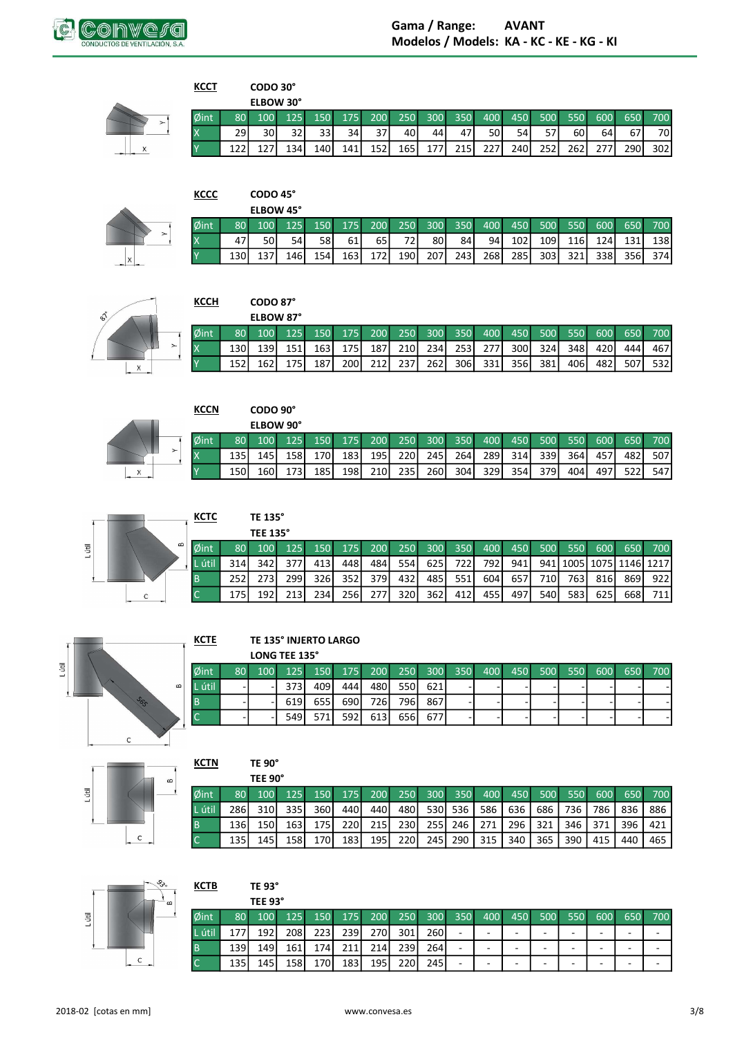Gama / Range: **AVANT**
Modelos / Models: **KA - KC - KE - KG - KI**

**KCCT** CODO 30° / ELBOW 30°

| Øint | 80 | 100 | 125 | 150 | 175 | 200 | 250 | 300 | 350 | 400 | 450 | 500 | 550 | 600 | 650 | 700 |
|---|---|---|---|---|---|---|---|---|---|---|---|---|---|---|---|---|
| X | 29 | 30 | 32 | 33 | 34 | 37 | 40 | 44 | 47 | 50 | 54 | 57 | 60 | 64 | 67 | 70 |
| Y | 122 | 127 | 134 | 140 | 141 | 152 | 165 | 177 | 215 | 227 | 240 | 252 | 262 | 277 | 290 | 302 |

**KCCC** CODO 45° / ELBOW 45°

| Øint | 80 | 100 | 125 | 150 | 175 | 200 | 250 | 300 | 350 | 400 | 450 | 500 | 550 | 600 | 650 | 700 |
|---|---|---|---|---|---|---|---|---|---|---|---|---|---|---|---|---|
| X | 47 | 50 | 54 | 58 | 61 | 65 | 72 | 80 | 84 | 94 | 102 | 109 | 116 | 124 | 131 | 138 |
| Y | 130 | 137 | 146 | 154 | 163 | 172 | 190 | 207 | 243 | 268 | 285 | 303 | 321 | 338 | 356 | 374 |

**KCCH** CODO 87° / ELBOW 87°

| Øint | 80 | 100 | 125 | 150 | 175 | 200 | 250 | 300 | 350 | 400 | 450 | 500 | 550 | 600 | 650 | 700 |
|---|---|---|---|---|---|---|---|---|---|---|---|---|---|---|---|---|
| X | 130 | 139 | 151 | 163 | 175 | 187 | 210 | 234 | 253 | 277 | 300 | 324 | 348 | 420 | 444 | 467 |
| Y | 152 | 162 | 175 | 187 | 200 | 212 | 237 | 262 | 306 | 331 | 356 | 381 | 406 | 482 | 507 | 532 |

**KCCN** CODO 90° / ELBOW 90°

| Øint | 80 | 100 | 125 | 150 | 175 | 200 | 250 | 300 | 350 | 400 | 450 | 500 | 550 | 600 | 650 | 700 |
|---|---|---|---|---|---|---|---|---|---|---|---|---|---|---|---|---|
| X | 135 | 145 | 158 | 170 | 183 | 195 | 220 | 245 | 264 | 289 | 314 | 339 | 364 | 457 | 482 | 507 |
| Y | 150 | 160 | 173 | 185 | 198 | 210 | 235 | 260 | 304 | 329 | 354 | 379 | 404 | 497 | 522 | 547 |

**KCTC** TE 135° / TEE 135°

| Øint | 80 | 100 | 125 | 150 | 175 | 200 | 250 | 300 | 350 | 400 | 450 | 500 | 550 | 600 | 650 | 700 |
|---|---|---|---|---|---|---|---|---|---|---|---|---|---|---|---|---|
| L útil | 314 | 342 | 377 | 413 | 448 | 484 | 554 | 625 | 722 | 792 | 941 | 941 | 1005 | 1075 | 1146 | 1217 |
| B | 252 | 273 | 299 | 326 | 352 | 379 | 432 | 485 | 551 | 604 | 657 | 710 | 763 | 816 | 869 | 922 |
| C | 175 | 192 | 213 | 234 | 256 | 277 | 320 | 362 | 412 | 455 | 497 | 540 | 583 | 625 | 668 | 711 |

**KCTE** TE 135° INJERTO LARGO / LONG TEE 135°

| Øint | 80 | 100 | 125 | 150 | 175 | 200 | 250 | 300 | 350 | 400 | 450 | 500 | 550 | 600 | 650 | 700 |
|---|---|---|---|---|---|---|---|---|---|---|---|---|---|---|---|---|
| L útil | - | - | 373 | 409 | 444 | 480 | 550 | 621 | - | - | - | - | - | - | - | - |
| B | - | - | 619 | 655 | 690 | 726 | 796 | 867 | - | - | - | - | - | - | - | - |
| C | - | - | 549 | 571 | 592 | 613 | 656 | 677 | - | - | - | - | - | - | - | - |

**KCTN** TE 90° / TEE 90°

| Øint | 80 | 100 | 125 | 150 | 175 | 200 | 250 | 300 | 350 | 400 | 450 | 500 | 550 | 600 | 650 | 700 |
|---|---|---|---|---|---|---|---|---|---|---|---|---|---|---|---|---|
| L útil | 286 | 310 | 335 | 360 | 440 | 440 | 480 | 530 | 536 | 586 | 636 | 686 | 736 | 786 | 836 | 886 |
| B | 136 | 150 | 163 | 175 | 220 | 215 | 230 | 255 | 246 | 271 | 296 | 321 | 346 | 371 | 396 | 421 |
| C | 135 | 145 | 158 | 170 | 183 | 195 | 220 | 245 | 290 | 315 | 340 | 365 | 390 | 415 | 440 | 465 |

**KCTB** TE 93° / TEE 93°

| Øint | 80 | 100 | 125 | 150 | 175 | 200 | 250 | 300 | 350 | 400 | 450 | 500 | 550 | 600 | 650 | 700 |
|---|---|---|---|---|---|---|---|---|---|---|---|---|---|---|---|---|
| L útil | 177 | 192 | 208 | 223 | 239 | 270 | 301 | 260 | - | - | - | - | - | - | - | - |
| B | 139 | 149 | 161 | 174 | 211 | 214 | 239 | 264 | - | - | - | - | - | - | - | - |
| C | 135 | 145 | 158 | 170 | 183 | 195 | 220 | 245 | - | - | - | - | - | - | - | - |

2018-02 [cotas en mm] www.convesa.es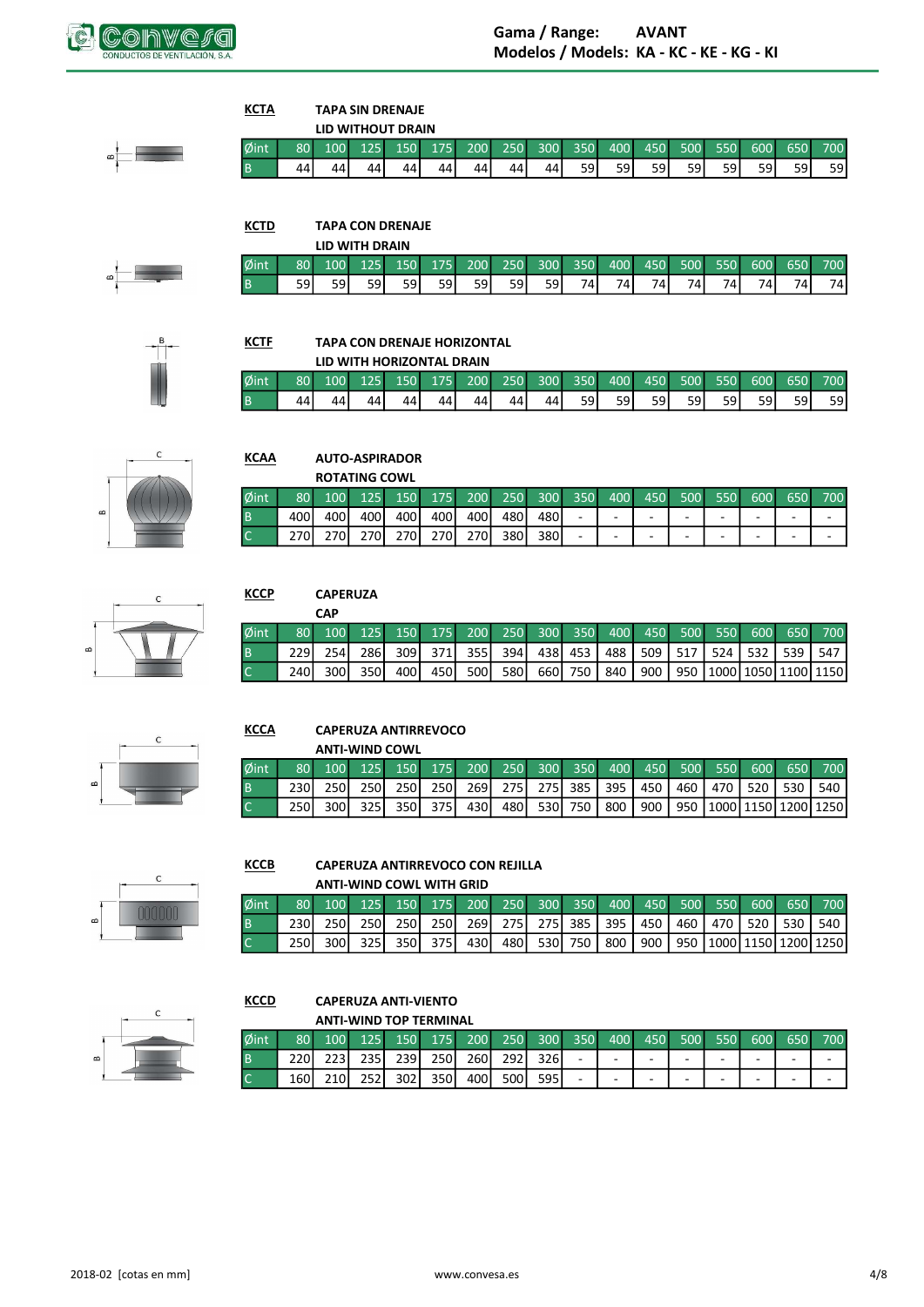**KCTA** TAPA SIN DRENAJE
LID WITHOUT DRAIN

| Øint | 80 | 100 | 125 | 150 | 175 | 200 | 250 | 300 | 350 | 400 | 450 | 500 | 550 | 600 | 650 | 700 |
|---|---|---|---|---|---|---|---|---|---|---|---|---|---|---|---|---|
| B | 44 | 44 | 44 | 44 | 44 | 44 | 44 | 44 | 59 | 59 | 59 | 59 | 59 | 59 | 59 | 59 |

**KCTD** TAPA CON DRENAJE
LID WITH DRAIN

| Øint | 80 | 100 | 125 | 150 | 175 | 200 | 250 | 300 | 350 | 400 | 450 | 500 | 550 | 600 | 650 | 700 |
|---|---|---|---|---|---|---|---|---|---|---|---|---|---|---|---|---|
| B | 59 | 59 | 59 | 59 | 59 | 59 | 59 | 59 | 74 | 74 | 74 | 74 | 74 | 74 | 74 | 74 |

**KCTF** TAPA CON DRENAJE HORIZONTAL
LID WITH HORIZONTAL DRAIN

| Øint | 80 | 100 | 125 | 150 | 175 | 200 | 250 | 300 | 350 | 400 | 450 | 500 | 550 | 600 | 650 | 700 |
|---|---|---|---|---|---|---|---|---|---|---|---|---|---|---|---|---|
| B | 44 | 44 | 44 | 44 | 44 | 44 | 44 | 44 | 59 | 59 | 59 | 59 | 59 | 59 | 59 | 59 |

**KCAA** AUTO-ASPIRADOR
ROTATING COWL

| Øint | 80 | 100 | 125 | 150 | 175 | 200 | 250 | 300 | 350 | 400 | 450 | 500 | 550 | 600 | 650 | 700 |
|---|---|---|---|---|---|---|---|---|---|---|---|---|---|---|---|---|
| B | 400 | 400 | 400 | 400 | 400 | 400 | 480 | 480 | - | - | - | - | - | - | - | - |
| C | 270 | 270 | 270 | 270 | 270 | 270 | 380 | 380 | - | - | - | - | - | - | - | - |

**KCCP** CAPERUZA
CAP

| Øint | 80 | 100 | 125 | 150 | 175 | 200 | 250 | 300 | 350 | 400 | 450 | 500 | 550 | 600 | 650 | 700 |
|---|---|---|---|---|---|---|---|---|---|---|---|---|---|---|---|---|
| B | 229 | 254 | 286 | 309 | 371 | 355 | 394 | 438 | 453 | 488 | 509 | 517 | 524 | 532 | 539 | 547 |
| C | 240 | 300 | 350 | 400 | 450 | 500 | 580 | 660 | 750 | 840 | 900 | 950 | 1000 | 1050 | 1100 | 1150 |

**KCCA** CAPERUZA ANTIRREVOCO
ANTI-WIND COWL

| Øint | 80 | 100 | 125 | 150 | 175 | 200 | 250 | 300 | 350 | 400 | 450 | 500 | 550 | 600 | 650 | 700 |
|---|---|---|---|---|---|---|---|---|---|---|---|---|---|---|---|---|
| B | 230 | 250 | 250 | 250 | 250 | 269 | 275 | 275 | 385 | 395 | 450 | 460 | 470 | 520 | 530 | 540 |
| C | 250 | 300 | 325 | 350 | 375 | 430 | 480 | 530 | 750 | 800 | 900 | 950 | 1000 | 1150 | 1200 | 1250 |

**KCCB** CAPERUZA ANTIRREVOCO CON REJILLA
ANTI-WIND COWL WITH GRID

| Øint | 80 | 100 | 125 | 150 | 175 | 200 | 250 | 300 | 350 | 400 | 450 | 500 | 550 | 600 | 650 | 700 |
|---|---|---|---|---|---|---|---|---|---|---|---|---|---|---|---|---|
| B | 230 | 250 | 250 | 250 | 250 | 269 | 275 | 275 | 385 | 395 | 450 | 460 | 470 | 520 | 530 | 540 |
| C | 250 | 300 | 325 | 350 | 375 | 430 | 480 | 530 | 750 | 800 | 900 | 950 | 1000 | 1150 | 1200 | 1250 |

**KCCD** CAPERUZA ANTI-VIENTO
ANTI-WIND TOP TERMINAL

| Øint | 80 | 100 | 125 | 150 | 175 | 200 | 250 | 300 | 350 | 400 | 450 | 500 | 550 | 600 | 650 | 700 |
|---|---|---|---|---|---|---|---|---|---|---|---|---|---|---|---|---|
| B | 220 | 223 | 235 | 239 | 250 | 260 | 292 | 326 | - | - | - | - | - | - | - | - |
| C | 160 | 210 | 252 | 302 | 350 | 400 | 500 | 595 | - | - | - | - | - | - | - | - |

2018-02 [cotas en mm]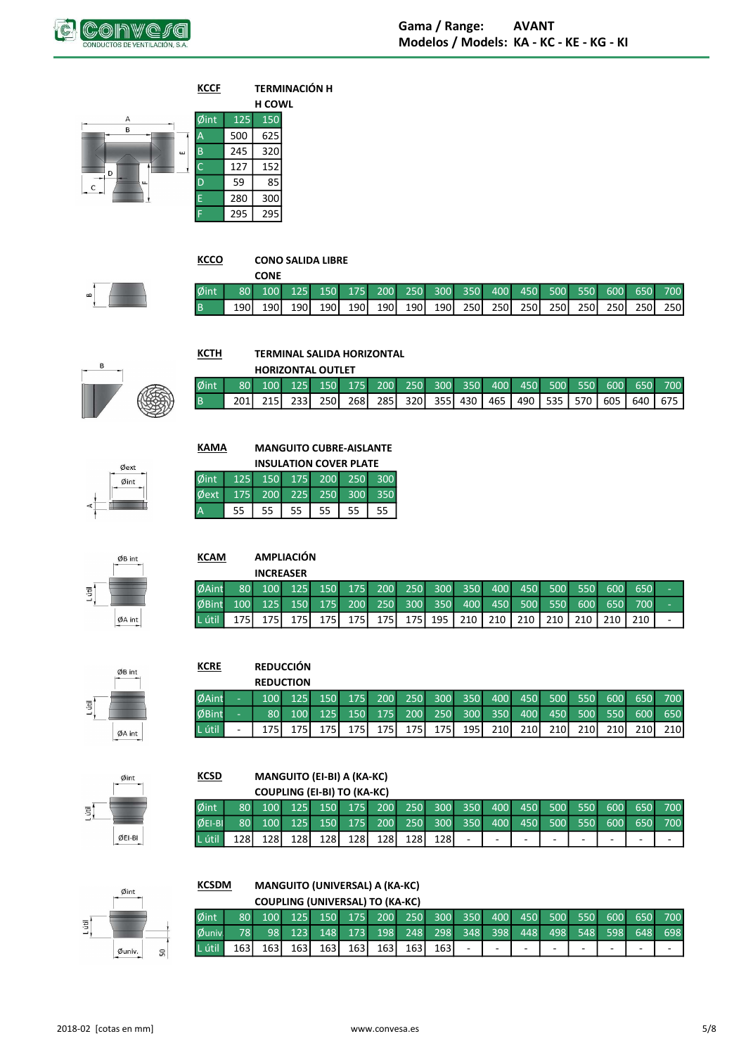**KCCF** TERMINACIÓN H
H COWL

| Øint | 125 | 150 |
|---|---|---|
| A | 500 | 625 |
| B | 245 | 320 |
| C | 127 | 152 |
| D | 59 | 85 |
| E | 280 | 300 |
| F | 295 | 295 |

**KCCO** CONO SALIDA LIBRE
CONE

| Øint | 80 | 100 | 125 | 150 | 175 | 200 | 250 | 300 | 350 | 400 | 450 | 500 | 550 | 600 | 650 | 700 |
|---|---|---|---|---|---|---|---|---|---|---|---|---|---|---|---|---|
| B | 190 | 190 | 190 | 190 | 190 | 190 | 190 | 190 | 250 | 250 | 250 | 250 | 250 | 250 | 250 | 250 |

**KCTH** TERMINAL SALIDA HORIZONTAL
HORIZONTAL OUTLET

| Øint | 80 | 100 | 125 | 150 | 175 | 200 | 250 | 300 | 350 | 400 | 450 | 500 | 550 | 600 | 650 | 700 |
|---|---|---|---|---|---|---|---|---|---|---|---|---|---|---|---|---|
| B | 201 | 215 | 233 | 250 | 268 | 285 | 320 | 355 | 430 | 465 | 490 | 535 | 570 | 605 | 640 | 675 |

**KAMA** MANGUITO CUBRE-AISLANTE
INSULATION COVER PLATE

| Øint | 125 | 150 | 175 | 200 | 250 | 300 |
|---|---|---|---|---|---|---|
| Øext | 175 | 200 | 225 | 250 | 300 | 350 |
| A | 55 | 55 | 55 | 55 | 55 | 55 |

**KCAM** AMPLIACIÓN
INCREASER

| ØAint | 80 | 100 | 125 | 150 | 175 | 200 | 250 | 300 | 350 | 400 | 450 | 500 | 550 | 600 | 650 | - |
|---|---|---|---|---|---|---|---|---|---|---|---|---|---|---|---|---|
| ØBint | 100 | 125 | 150 | 175 | 200 | 250 | 300 | 350 | 400 | 450 | 500 | 550 | 600 | 650 | 700 | - |
| L útil | 175 | 175 | 175 | 175 | 175 | 175 | 175 | 195 | 210 | 210 | 210 | 210 | 210 | 210 | 210 | - |

**KCRE** REDUCCIÓN
REDUCTION

| ØAint | - | 100 | 125 | 150 | 175 | 200 | 250 | 300 | 350 | 400 | 450 | 500 | 550 | 600 | 650 | 700 |
|---|---|---|---|---|---|---|---|---|---|---|---|---|---|---|---|---|
| ØBint | - | 80 | 100 | 125 | 150 | 175 | 200 | 250 | 300 | 350 | 400 | 450 | 500 | 550 | 600 | 650 |
| L útil | - | 175 | 175 | 175 | 175 | 175 | 175 | 175 | 195 | 210 | 210 | 210 | 210 | 210 | 210 | 210 |

**KCSD** MANGUITO (EI-BI) A (KA-KC)
COUPLING (EI-BI) TO (KA-KC)

| Øint | 80 | 100 | 125 | 150 | 175 | 200 | 250 | 300 | 350 | 400 | 450 | 500 | 550 | 600 | 650 | 700 |
|---|---|---|---|---|---|---|---|---|---|---|---|---|---|---|---|---|
| ØEI-BI | 80 | 100 | 125 | 150 | 175 | 200 | 250 | 300 | 350 | 400 | 450 | 500 | 550 | 600 | 650 | 700 |
| L útil | 128 | 128 | 128 | 128 | 128 | 128 | 128 | 128 | - | - | - | - | - | - | - | - |

**KCSDM** MANGUITO (UNIVERSAL) A (KA-KC)
COUPLING (UNIVERSAL) TO (KA-KC)

| Øint | 80 | 100 | 125 | 150 | 175 | 200 | 250 | 300 | 350 | 400 | 450 | 500 | 550 | 600 | 650 | 700 |
|---|---|---|---|---|---|---|---|---|---|---|---|---|---|---|---|---|
| Øuniv | 78 | 98 | 123 | 148 | 173 | 198 | 248 | 298 | 348 | 398 | 448 | 498 | 548 | 598 | 648 | 698 |
| L útil | 163 | 163 | 163 | 163 | 163 | 163 | 163 | 163 | - | - | - | - | - | - | - | - |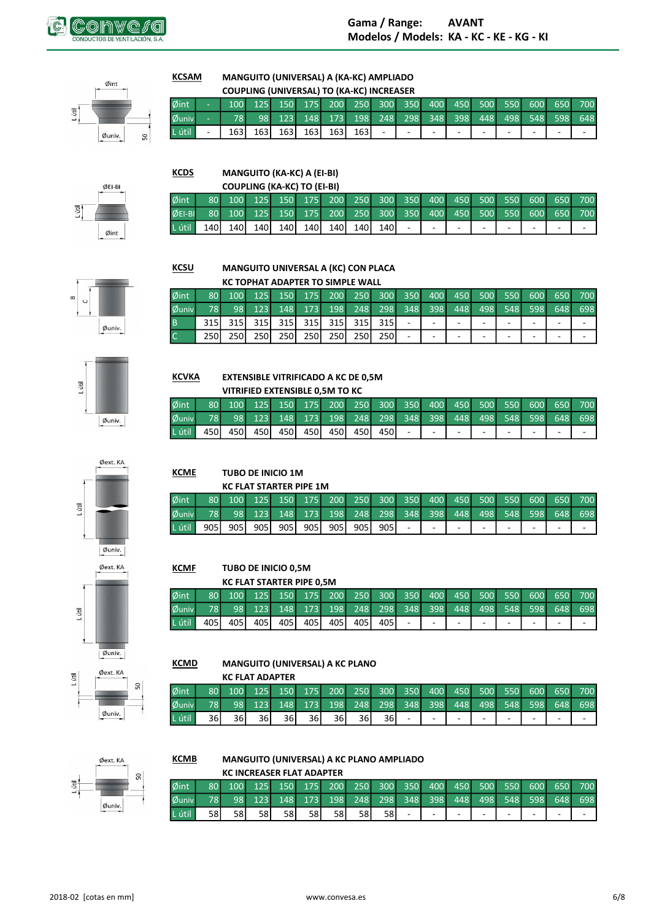## KCSAM

**MANGUITO (UNIVERSAL) A (KA-KC) AMPLIADO**
**COUPLING (UNIVERSAL) TO (KA-KC) INCREASER**

| Øint | - | 100 | 125 | 150 | 175 | 200 | 250 | 300 | 350 | 400 | 450 | 500 | 550 | 600 | 650 | 700 |
|---|---|---|---|---|---|---|---|---|---|---|---|---|---|---|---|---|
| Øuniv | - | 78 | 98 | 123 | 148 | 173 | 198 | 248 | 298 | 348 | 398 | 448 | 498 | 548 | 598 | 648 |
| L útil | - | 163 | 163 | 163 | 163 | 163 | 163 | - | - | - | - | - | - | - | - | - |

## KCDS

**MANGUITO (KA-KC) A (EI-BI)**
**COUPLING (KA-KC) TO (EI-BI)**

| Øint | 80 | 100 | 125 | 150 | 175 | 200 | 250 | 300 | 350 | 400 | 450 | 500 | 550 | 600 | 650 | 700 |
|---|---|---|---|---|---|---|---|---|---|---|---|---|---|---|---|---|
| ØEI-BI | 80 | 100 | 125 | 150 | 175 | 200 | 250 | 300 | 350 | 400 | 450 | 500 | 550 | 600 | 650 | 700 |
| L útil | 140 | 140 | 140 | 140 | 140 | 140 | 140 | 140 | - | - | - | - | - | - | - | - |

## KCSU

**MANGUITO UNIVERSAL A (KC) CON PLACA**
**KC TOPHAT ADAPTER TO SIMPLE WALL**

| Øint | 80 | 100 | 125 | 150 | 175 | 200 | 250 | 300 | 350 | 400 | 450 | 500 | 550 | 600 | 650 | 700 |
|---|---|---|---|---|---|---|---|---|---|---|---|---|---|---|---|---|
| Øuniv | 78 | 98 | 123 | 148 | 173 | 198 | 248 | 298 | 348 | 398 | 448 | 498 | 548 | 598 | 648 | 698 |
| B | 315 | 315 | 315 | 315 | 315 | 315 | 315 | 315 | - | - | - | - | - | - | - | - |
| C | 250 | 250 | 250 | 250 | 250 | 250 | 250 | 250 | - | - | - | - | - | - | - | - |

## KCVKA

**EXTENSIBLE VITRIFICADO A KC DE 0,5M**
**VITRIFIED EXTENSIBLE 0,5M TO KC**

| Øint | 80 | 100 | 125 | 150 | 175 | 200 | 250 | 300 | 350 | 400 | 450 | 500 | 550 | 600 | 650 | 700 |
|---|---|---|---|---|---|---|---|---|---|---|---|---|---|---|---|---|
| Øuniv | 78 | 98 | 123 | 148 | 173 | 198 | 248 | 298 | 348 | 398 | 448 | 498 | 548 | 598 | 648 | 698 |
| L útil | 450 | 450 | 450 | 450 | 450 | 450 | 450 | 450 | - | - | - | - | - | - | - | - |

## KCME

**TUBO DE INICIO 1M**
**KC FLAT STARTER PIPE 1M**

| Øint | 80 | 100 | 125 | 150 | 175 | 200 | 250 | 300 | 350 | 400 | 450 | 500 | 550 | 600 | 650 | 700 |
|---|---|---|---|---|---|---|---|---|---|---|---|---|---|---|---|---|
| Øuniv | 78 | 98 | 123 | 148 | 173 | 198 | 248 | 298 | 348 | 398 | 448 | 498 | 548 | 598 | 648 | 698 |
| L útil | 905 | 905 | 905 | 905 | 905 | 905 | 905 | 905 | - | - | - | - | - | - | - | - |

## KCMF

**TUBO DE INICIO 0,5M**
**KC FLAT STARTER PIPE 0,5M**

| Øint | 80 | 100 | 125 | 150 | 175 | 200 | 250 | 300 | 350 | 400 | 450 | 500 | 550 | 600 | 650 | 700 |
|---|---|---|---|---|---|---|---|---|---|---|---|---|---|---|---|---|
| Øuniv | 78 | 98 | 123 | 148 | 173 | 198 | 248 | 298 | 348 | 398 | 448 | 498 | 548 | 598 | 648 | 698 |
| L útil | 405 | 405 | 405 | 405 | 405 | 405 | 405 | 405 | - | - | - | - | - | - | - | - |

## KCMD

**MANGUITO (UNIVERSAL) A KC PLANO**
**KC FLAT ADAPTER**

| Øint | 80 | 100 | 125 | 150 | 175 | 200 | 250 | 300 | 350 | 400 | 450 | 500 | 550 | 600 | 650 | 700 |
|---|---|---|---|---|---|---|---|---|---|---|---|---|---|---|---|---|
| Øuniv | 78 | 98 | 123 | 148 | 173 | 198 | 248 | 298 | 348 | 398 | 448 | 498 | 548 | 598 | 648 | 698 |
| L útil | 36 | 36 | 36 | 36 | 36 | 36 | 36 | 36 | - | - | - | - | - | - | - | - |

## KCMB

**MANGUITO (UNIVERSAL) A KC PLANO AMPLIADO**
**KC INCREASER FLAT ADAPTER**

| Øint | 80 | 100 | 125 | 150 | 175 | 200 | 250 | 300 | 350 | 400 | 450 | 500 | 550 | 600 | 650 | 700 |
|---|---|---|---|---|---|---|---|---|---|---|---|---|---|---|---|---|
| Øuniv | 78 | 98 | 123 | 148 | 173 | 198 | 248 | 298 | 348 | 398 | 448 | 498 | 548 | 598 | 648 | 698 |
| L útil | 58 | 58 | 58 | 58 | 58 | 58 | 58 | 58 | - | - | - | - | - | - | - | - |

2018-02 [cotas en mm]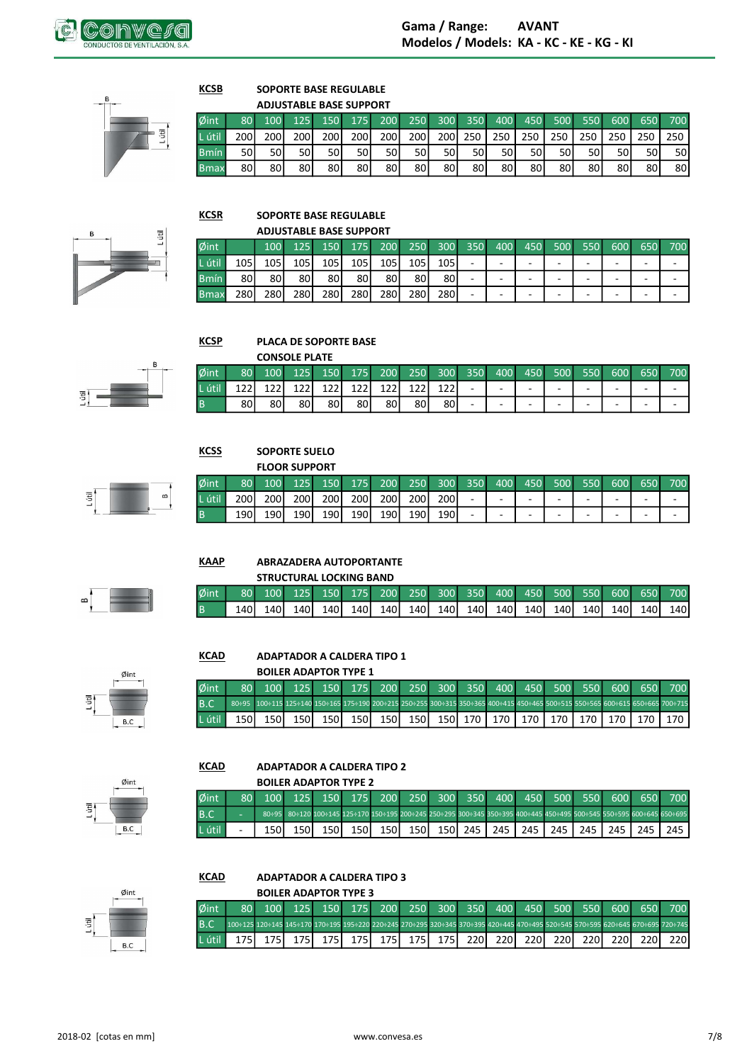Gama / Range: AVANT
Modelos / Models: KA - KC - KE - KG - KI

**KCSB** SOPORTE BASE REGULABLE
ADJUSTABLE BASE SUPPORT

| Øint | 80 | 100 | 125 | 150 | 175 | 200 | 250 | 300 | 350 | 400 | 450 | 500 | 550 | 600 | 650 | 700 |
|---|---|---|---|---|---|---|---|---|---|---|---|---|---|---|---|---|
| L útil | 200 | 200 | 200 | 200 | 200 | 200 | 200 | 200 | 250 | 250 | 250 | 250 | 250 | 250 | 250 | 250 |
| Bmín | 50 | 50 | 50 | 50 | 50 | 50 | 50 | 50 | 50 | 50 | 50 | 50 | 50 | 50 | 50 | 50 |
| Bmax | 80 | 80 | 80 | 80 | 80 | 80 | 80 | 80 | 80 | 80 | 80 | 80 | 80 | 80 | 80 | 80 |

**KCSR** SOPORTE BASE REGULABLE
ADJUSTABLE BASE SUPPORT

| Øint | | 100 | 125 | 150 | 175 | 200 | 250 | 300 | 350 | 400 | 450 | 500 | 550 | 600 | 650 | 700 |
|---|---|---|---|---|---|---|---|---|---|---|---|---|---|---|---|---|
| L útil | 105 | 105 | 105 | 105 | 105 | 105 | 105 | 105 | - | - | - | - | - | - | - | - |
| Bmín | 80 | 80 | 80 | 80 | 80 | 80 | 80 | 80 | - | - | - | - | - | - | - | - |
| Bmax | 280 | 280 | 280 | 280 | 280 | 280 | 280 | 280 | - | - | - | - | - | - | - | - |

**KCSP** PLACA DE SOPORTE BASE
CONSOLE PLATE

| Øint | 80 | 100 | 125 | 150 | 175 | 200 | 250 | 300 | 350 | 400 | 450 | 500 | 550 | 600 | 650 | 700 |
|---|---|---|---|---|---|---|---|---|---|---|---|---|---|---|---|---|
| L útil | 122 | 122 | 122 | 122 | 122 | 122 | 122 | 122 | - | - | - | - | - | - | - | - |
| B | 80 | 80 | 80 | 80 | 80 | 80 | 80 | 80 | - | - | - | - | - | - | - | - |

**KCSS** SOPORTE SUELO
FLOOR SUPPORT

| Øint | 80 | 100 | 125 | 150 | 175 | 200 | 250 | 300 | 350 | 400 | 450 | 500 | 550 | 600 | 650 | 700 |
|---|---|---|---|---|---|---|---|---|---|---|---|---|---|---|---|---|
| L útil | 200 | 200 | 200 | 200 | 200 | 200 | 200 | 200 | - | - | - | - | - | - | - | - |
| B | 190 | 190 | 190 | 190 | 190 | 190 | 190 | 190 | - | - | - | - | - | - | - | - |

**KAAP** ABRAZADERA AUTOPORTANTE
STRUCTURAL LOCKING BAND

| Øint | 80 | 100 | 125 | 150 | 175 | 200 | 250 | 300 | 350 | 400 | 450 | 500 | 550 | 600 | 650 | 700 |
|---|---|---|---|---|---|---|---|---|---|---|---|---|---|---|---|---|
| B | 140 | 140 | 140 | 140 | 140 | 140 | 140 | 140 | 140 | 140 | 140 | 140 | 140 | 140 | 140 | 140 |

**KCAD** ADAPTADOR A CALDERA TIPO 1
BOILER ADAPTOR TYPE 1

| Øint | 80 | 100 | 125 | 150 | 175 | 200 | 250 | 300 | 350 | 400 | 450 | 500 | 550 | 600 | 650 | 700 |
|---|---|---|---|---|---|---|---|---|---|---|---|---|---|---|---|---|
| B.C | 80÷95 | 100÷115 | 125÷140 | 150÷165 | 175÷190 | 200÷215 | 250÷255 | 300÷315 | 350÷365 | 400÷415 | 450÷465 | 500÷515 | 550÷565 | 600÷615 | 650÷665 | 700÷715 |
| L útil | 150 | 150 | 150 | 150 | 150 | 150 | 150 | 150 | 170 | 170 | 170 | 170 | 170 | 170 | 170 | 170 |

**KCAD** ADAPTADOR A CALDERA TIPO 2
BOILER ADAPTOR TYPE 2

| Øint | 80 | 100 | 125 | 150 | 175 | 200 | 250 | 300 | 350 | 400 | 450 | 500 | 550 | 600 | 650 | 700 |
|---|---|---|---|---|---|---|---|---|---|---|---|---|---|---|---|---|
| B.C | - | 80÷95 | 80÷120 | 100÷145 | 125÷170 | 150÷195 | 200÷245 | 250÷295 | 300÷345 | 350÷395 | 400÷445 | 450÷495 | 500÷545 | 550÷595 | 600÷645 | 650÷695 |
| L útil | - | 150 | 150 | 150 | 150 | 150 | 150 | 150 | 245 | 245 | 245 | 245 | 245 | 245 | 245 | 245 |

**KCAD** ADAPTADOR A CALDERA TIPO 3
BOILER ADAPTOR TYPE 3

| Øint | 80 | 100 | 125 | 150 | 175 | 200 | 250 | 300 | 350 | 400 | 450 | 500 | 550 | 600 | 650 | 700 |
|---|---|---|---|---|---|---|---|---|---|---|---|---|---|---|---|---|
| B.C | 100÷125 | 120÷145 | 145÷170 | 170÷195 | 195÷220 | 220÷245 | 270÷295 | 320÷345 | 370÷395 | 420÷445 | 470÷495 | 520÷545 | 570÷595 | 620÷645 | 670÷695 | 720÷745 |
| L útil | 175 | 175 | 175 | 175 | 175 | 175 | 175 | 175 | 220 | 220 | 220 | 220 | 220 | 220 | 220 | 220 |

2018-02 [cotas en mm] www.convesa.es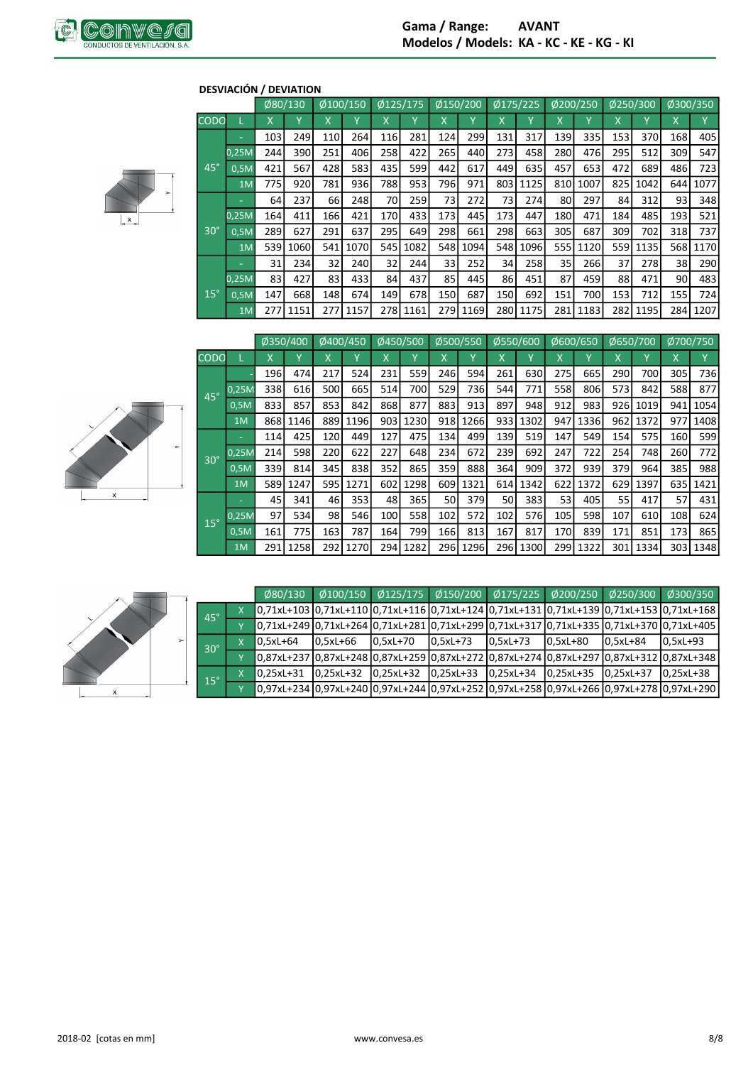Gama / Range: AVANT
Modelos / Models: KA - KC - KE - KG - KI

## DESVIACIÓN / DEVIATION

| | | Ø80/130 | | Ø100/150 | | Ø125/175 | | Ø150/200 | | Ø175/225 | | Ø200/250 | | Ø250/300 | | Ø300/350 | |
|---|---|---|---|---|---|---|---|---|---|---|---|---|---|---|---|---|---|
| CODO | L | X | Y | X | Y | X | Y | X | Y | X | Y | X | Y | X | Y | X | Y |
| 45° | - | 103 | 249 | 110 | 264 | 116 | 281 | 124 | 299 | 131 | 317 | 139 | 335 | 153 | 370 | 168 | 405 |
| | 0,25M | 244 | 390 | 251 | 406 | 258 | 422 | 265 | 440 | 273 | 458 | 280 | 476 | 295 | 512 | 309 | 547 |
| | 0,5M | 421 | 567 | 428 | 583 | 435 | 599 | 442 | 617 | 449 | 635 | 457 | 653 | 472 | 689 | 486 | 723 |
| | 1M | 775 | 920 | 781 | 936 | 788 | 953 | 796 | 971 | 803 | 1125 | 810 | 1007 | 825 | 1042 | 644 | 1077 |
| 30° | - | 64 | 237 | 66 | 248 | 70 | 259 | 73 | 272 | 73 | 274 | 80 | 297 | 84 | 312 | 93 | 348 |
| | 0,25M | 164 | 411 | 166 | 421 | 170 | 433 | 173 | 445 | 173 | 447 | 180 | 471 | 184 | 485 | 193 | 521 |
| | 0,5M | 289 | 627 | 291 | 637 | 295 | 649 | 298 | 661 | 298 | 663 | 305 | 687 | 309 | 702 | 318 | 737 |
| | 1M | 539 | 1060 | 541 | 1070 | 545 | 1082 | 548 | 1094 | 548 | 1096 | 555 | 1120 | 559 | 1135 | 568 | 1170 |
| 15° | - | 31 | 234 | 32 | 240 | 32 | 244 | 33 | 252 | 34 | 258 | 35 | 266 | 37 | 278 | 38 | 290 |
| | 0,25M | 83 | 427 | 83 | 433 | 84 | 437 | 85 | 445 | 86 | 451 | 87 | 459 | 88 | 471 | 90 | 483 |
| | 0,5M | 147 | 668 | 148 | 674 | 149 | 678 | 150 | 687 | 150 | 692 | 151 | 700 | 153 | 712 | 155 | 724 |
| | 1M | 277 | 1151 | 277 | 1157 | 278 | 1161 | 279 | 1169 | 280 | 1175 | 281 | 1183 | 282 | 1195 | 284 | 1207 |

| | | Ø350/400 | | Ø400/450 | | Ø450/500 | | Ø500/550 | | Ø550/600 | | Ø600/650 | | Ø650/700 | | Ø700/750 | |
|---|---|---|---|---|---|---|---|---|---|---|---|---|---|---|---|---|---|
| CODO | L | X | Y | X | Y | X | Y | X | Y | X | Y | X | Y | X | Y | X | Y |
| 45° | - | 196 | 474 | 217 | 524 | 231 | 559 | 246 | 594 | 261 | 630 | 275 | 665 | 290 | 700 | 305 | 736 |
| | 0,25M | 338 | 616 | 500 | 665 | 514 | 700 | 529 | 736 | 544 | 771 | 558 | 806 | 573 | 842 | 588 | 877 |
| | 0,5M | 833 | 857 | 853 | 842 | 868 | 877 | 883 | 913 | 897 | 948 | 912 | 983 | 926 | 1019 | 941 | 1054 |
| | 1M | 868 | 1146 | 889 | 1196 | 903 | 1230 | 918 | 1266 | 933 | 1302 | 947 | 1336 | 962 | 1372 | 977 | 1408 |
| 30° | - | 114 | 425 | 120 | 449 | 127 | 475 | 134 | 499 | 139 | 519 | 147 | 549 | 154 | 575 | 160 | 599 |
| | 0,25M | 214 | 598 | 220 | 622 | 227 | 648 | 234 | 672 | 239 | 692 | 247 | 722 | 254 | 748 | 260 | 772 |
| | 0,5M | 339 | 814 | 345 | 838 | 352 | 865 | 359 | 888 | 364 | 909 | 372 | 939 | 379 | 964 | 385 | 988 |
| | 1M | 589 | 1247 | 595 | 1271 | 602 | 1298 | 609 | 1321 | 614 | 1342 | 622 | 1372 | 629 | 1397 | 635 | 1421 |
| 15° | - | 45 | 341 | 46 | 353 | 48 | 365 | 50 | 379 | 50 | 383 | 53 | 405 | 55 | 417 | 57 | 431 |
| | 0,25M | 97 | 534 | 98 | 546 | 100 | 558 | 102 | 572 | 102 | 576 | 105 | 598 | 107 | 610 | 108 | 624 |
| | 0,5M | 161 | 775 | 163 | 787 | 164 | 799 | 166 | 813 | 167 | 817 | 170 | 839 | 171 | 851 | 173 | 865 |
| | 1M | 291 | 1258 | 292 | 1270 | 294 | 1282 | 296 | 1296 | 296 | 1300 | 299 | 1322 | 301 | 1334 | 303 | 1348 |

| | | Ø80/130 | Ø100/150 | Ø125/175 | Ø150/200 | Ø175/225 | Ø200/250 | Ø250/300 | Ø300/350 |
|---|---|---|---|---|---|---|---|---|---|
| 45° | X | 0,71xL+103 | 0,71xL+110 | 0,71xL+116 | 0,71xL+124 | 0,71xL+131 | 0,71xL+139 | 0,71xL+153 | 0,71xL+168 |
| | Y | 0,71xL+249 | 0,71xL+264 | 0,71xL+281 | 0,71xL+299 | 0,71xL+317 | 0,71xL+335 | 0,71xL+370 | 0,71xL+405 |
| 30° | X | 0,5xL+64 | 0,5xL+66 | 0,5xL+70 | 0,5xL+73 | 0,5xL+73 | 0,5xL+80 | 0,5xL+84 | 0,5xL+93 |
| | Y | 0,87xL+237 | 0,87xL+248 | 0,87xL+259 | 0,87xL+272 | 0,87xL+274 | 0,87xL+297 | 0,87xL+312 | 0,87xL+348 |
| 15° | X | 0,25xL+31 | 0,25xL+32 | 0,25xL+32 | 0,25xL+33 | 0,25xL+34 | 0,25xL+35 | 0,25xL+37 | 0,25xL+38 |
| | Y | 0,97xL+234 | 0,97xL+240 | 0,97xL+244 | 0,97xL+252 | 0,97xL+258 | 0,97xL+266 | 0,97xL+278 | 0,97xL+290 |

2018-02 [cotas en mm]

www.convesa.es